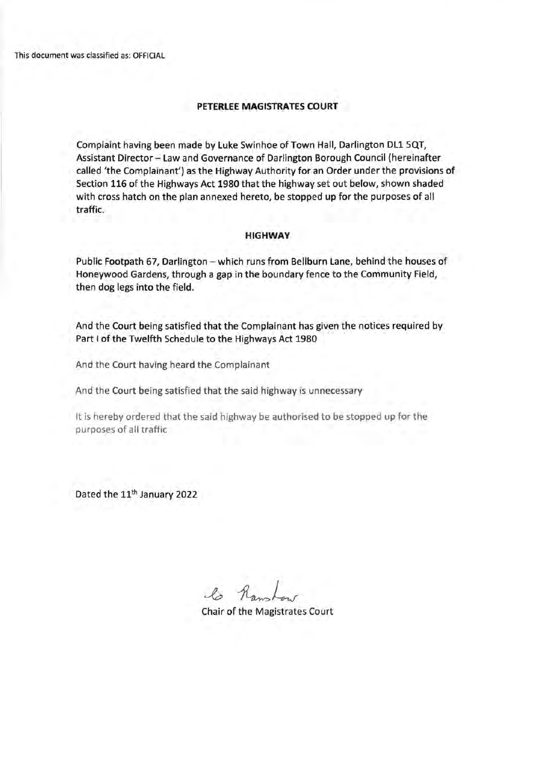This document was classified as: OFFICIAL

## PETERLEE MAGISTRATES COURT

Complaint having been made by Luke Swinhoe of Town Hall, Darlington DL1 5QT, Assistant Director – Law and Governance of Darlington Borough Council (hereinafter called 'the Complainant') as the Highway Authority for an Order under the provisions of Section 116 of the Highways Act 1980 that the highway set out below, shown shaded with cross hatch on the plan annexed hereto, be stopped up for the purposes of all traffic.

### HIGHWAY

Public Footpath 67, Darlington – which runs from Bellburn Lane, behind the houses of Honeywood Gardens, through a gap in the boundary fence to the Community Field, then dog legs into the field.

And the Court being satisfied that the Complainant has given the notices required by Part I of the Twelfth Schedule to the Highways Act 1980

And the Court having heard the Complainant

And the Court being satisfied that the said highway is unnecessary

It is hereby ordered that the said highway be authorised to be stopped up for the purposes of all traffic

Dated the 11th January 2022

Chair of the Magistrates Court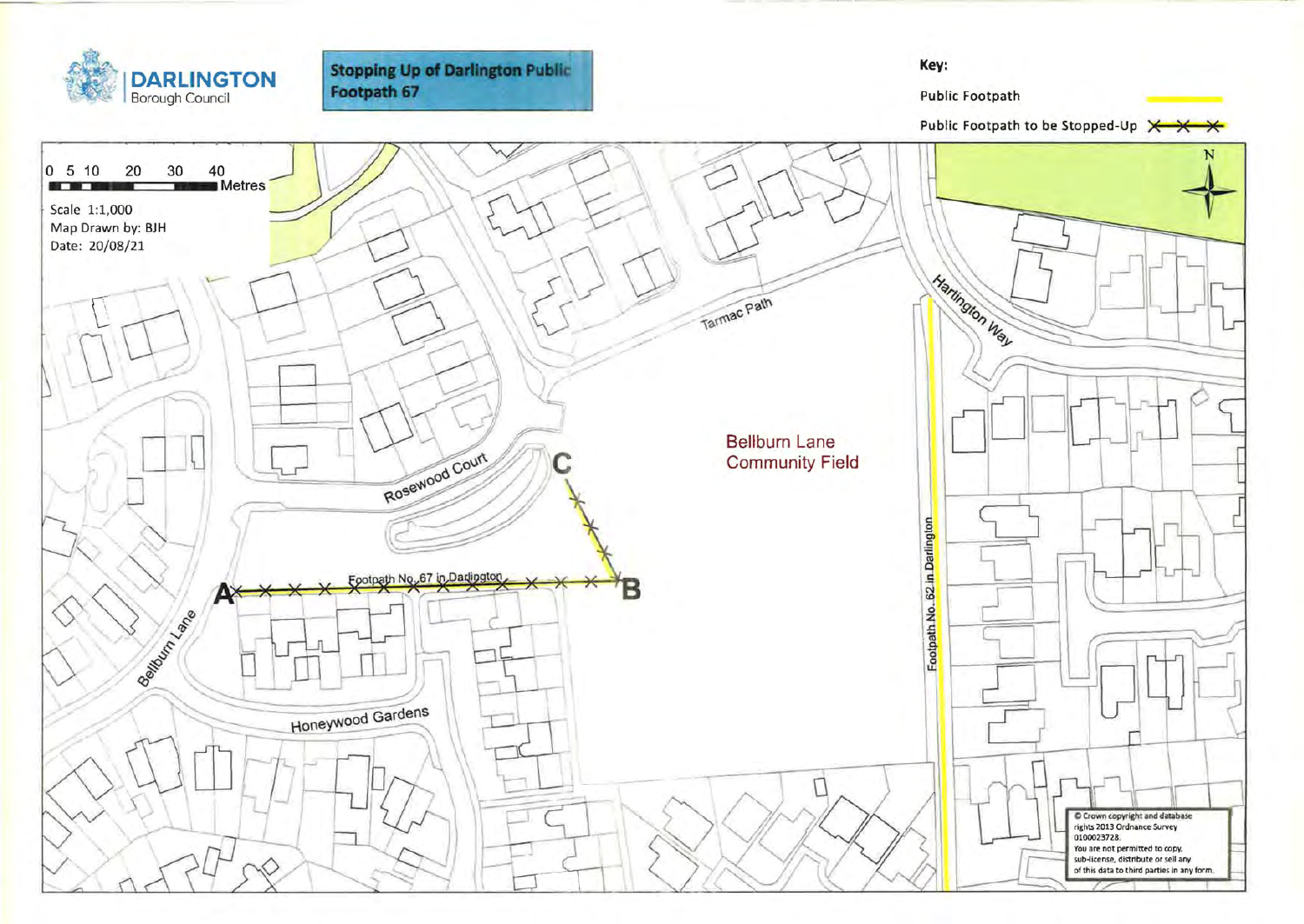# Stopping Up of Darlington Public Footpath 67

DARLINGTON Borough Council

**Key:**

Public Footpath

Public Footpath to be Stopped-Up

0 5 10 20 30 40 Metres

Scale 1:1,000

Map Drawn by: BJH

Date: 20/08/21

N

Tarmac Path

Hartington Way

Bellburn Lane Community Field

Rosewood Court

C

Footpath No. 67 in Darlington

A

B

Footpath No. 62 in Darlington

Bellburn Lane

Honeywood Gardens

© Crown copyright and database rights 2013 Ordnance Survey 0100023728.
You are not permitted to copy, sub-license, distribute or sell any of this data to third parties in any form.